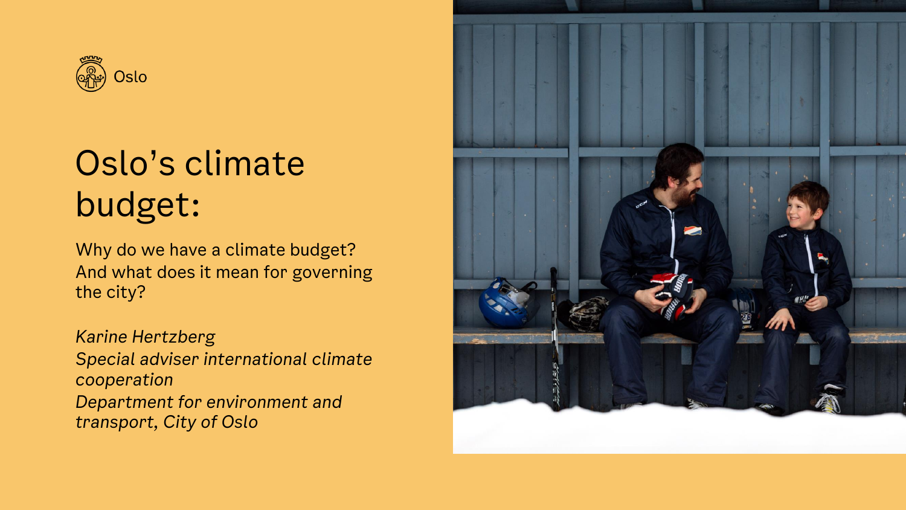Oslo

# Oslo's climate budget:

Why do we have a climate budget? And what does it mean for governing the city?

*Karine Hertzberg*
*Special adviser international climate cooperation*
*Department for environment and transport, City of Oslo*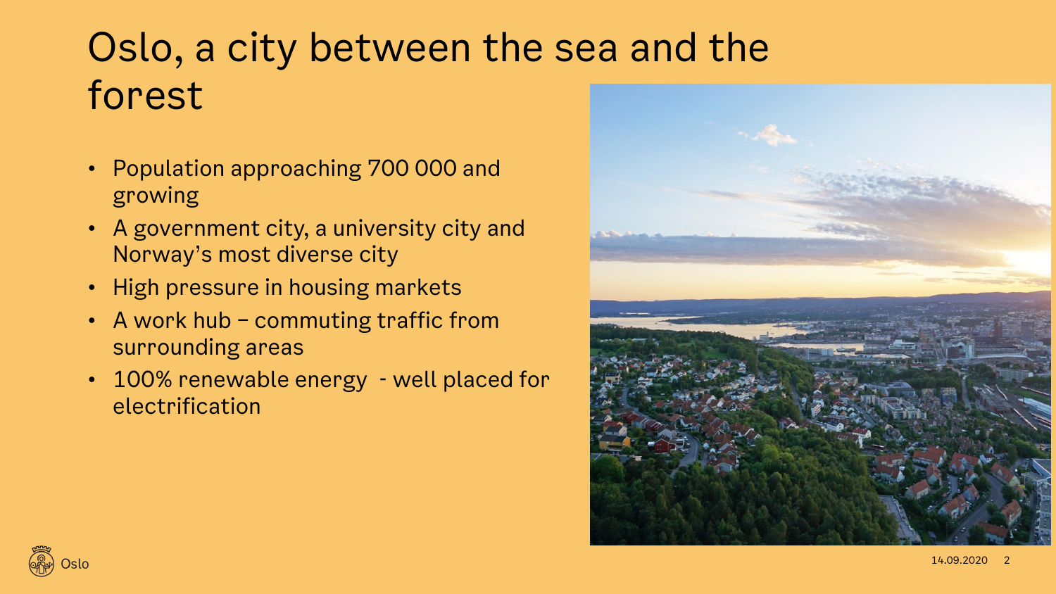# Oslo, a city between the sea and the forest

- Population approaching 700 000 and growing
- A government city, a university city and Norway's most diverse city
- High pressure in housing markets
- A work hub – commuting traffic from surrounding areas
- 100% renewable energy - well placed for electrification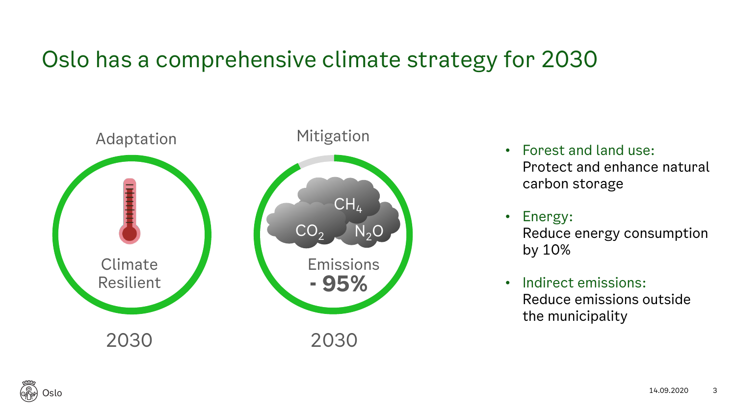# Oslo has a comprehensive climate strategy for 2030

**Adaptation**

Climate Resilient

2030

**Mitigation**

$CH_4$ $CO_2$ $N_2O$

Emissions
**- 95%**

2030

- Forest and land use:
  Protect and enhance natural carbon storage
- Energy:
  Reduce energy consumption by 10%
- Indirect emissions:
  Reduce emissions outside the municipality

Oslo

14.09.2020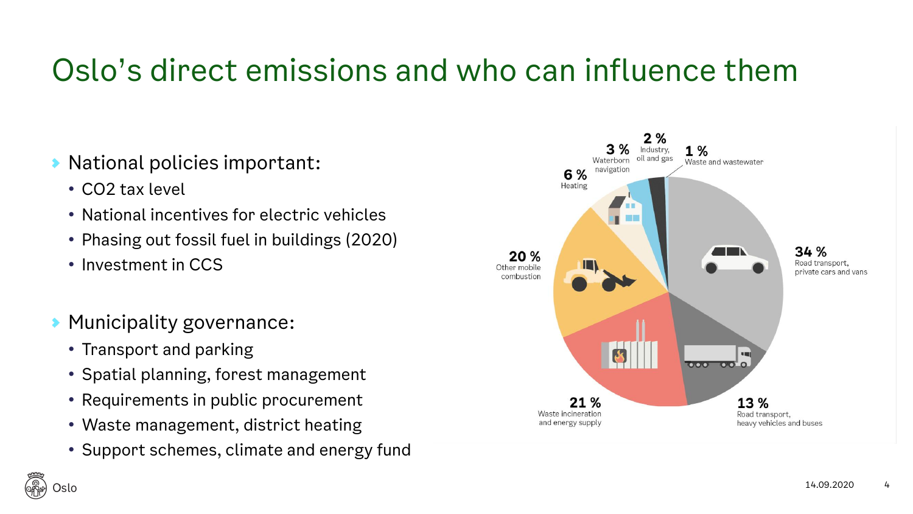# Oslo's direct emissions and who can influence them

- National policies important:
  - CO2 tax level
  - National incentives for electric vehicles
  - Phasing out fossil fuel in buildings (2020)
  - Investment in CCS

- Municipality governance:
  - Transport and parking
  - Spatial planning, forest management
  - Requirements in public procurement
  - Waste management, district heating
  - Support schemes, climate and energy fund

**34 %** Road transport, private cars and vans

**13 %** Road transport, heavy vehicles and buses

**21 %** Waste incineration and energy supply

**20 %** Other mobile combustion

**6 %** Heating

**3 %** Waterborn navigation

**2 %** Industry, oil and gas

**1 %** Waste and wastewater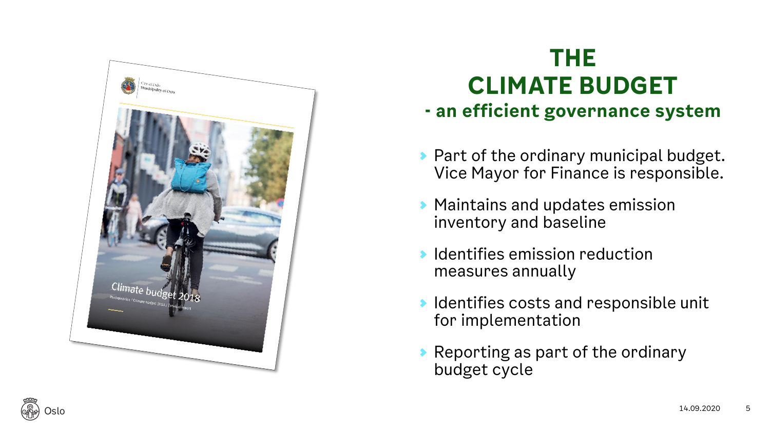# THE CLIMATE BUDGET

## - an efficient governance system

- Part of the ordinary municipal budget. Vice Mayor for Finance is responsible.
- Maintains and updates emission inventory and baseline
- Identifies emission reduction measures annually
- Identifies costs and responsible unit for implementation
- Reporting as part of the ordinary budget cycle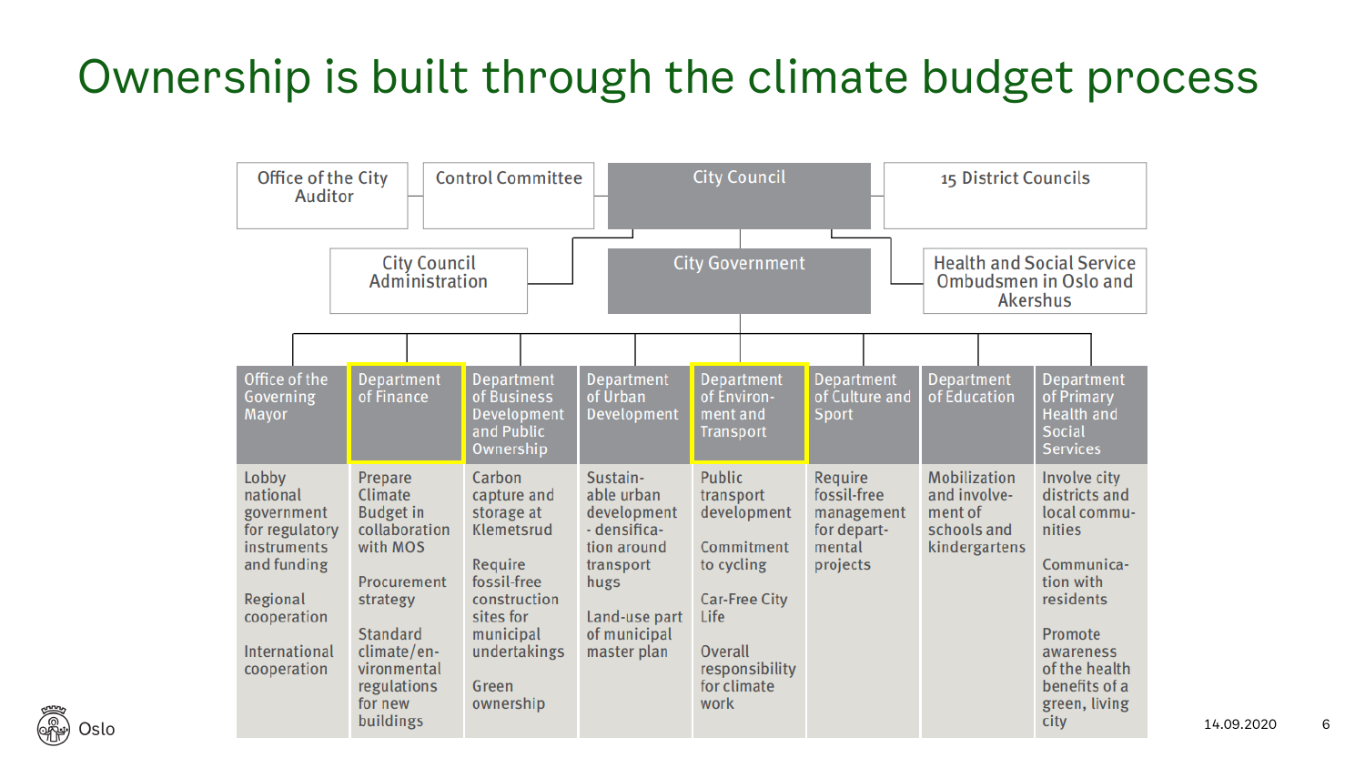# Ownership is built through the climate budget process

Office of the City Auditor

Control Committee

City Council

15 District Councils

City Council Administration

City Government

Health and Social Service Ombudsmen in Oslo and Akershus

| Office of the Governing Mayor | Department of Finance | Department of Business Development and Public Ownership | Department of Urban Development | Department of Environment and Transport | Department of Culture and Sport | Department of Education | Department of Primary Health and Social Services |
|---|---|---|---|---|---|---|---|
| Lobby national government for regulatory instruments and funding<br><br>Regional cooperation<br><br>International cooperation | Prepare Climate Budget in collaboration with MOS<br><br>Procurement strategy<br><br>Standard climate/environmental regulations for new buildings | Carbon capture and storage at Klemetsrud<br><br>Require fossil-free construction sites for municipal undertakings<br><br>Green ownership | Sustainable urban development - densification around transport hugs<br><br>Land-use part of municipal master plan | Public transport development<br><br>Commitment to cycling<br><br>Car-Free City Life<br><br>Overall responsibility for climate work | Require fossil-free management for departmental projects | Mobilization and involvement of schools and kindergartens | Involve city districts and local communities<br><br>Communication with residents<br><br>Promote awareness of the health benefits of a green, living city |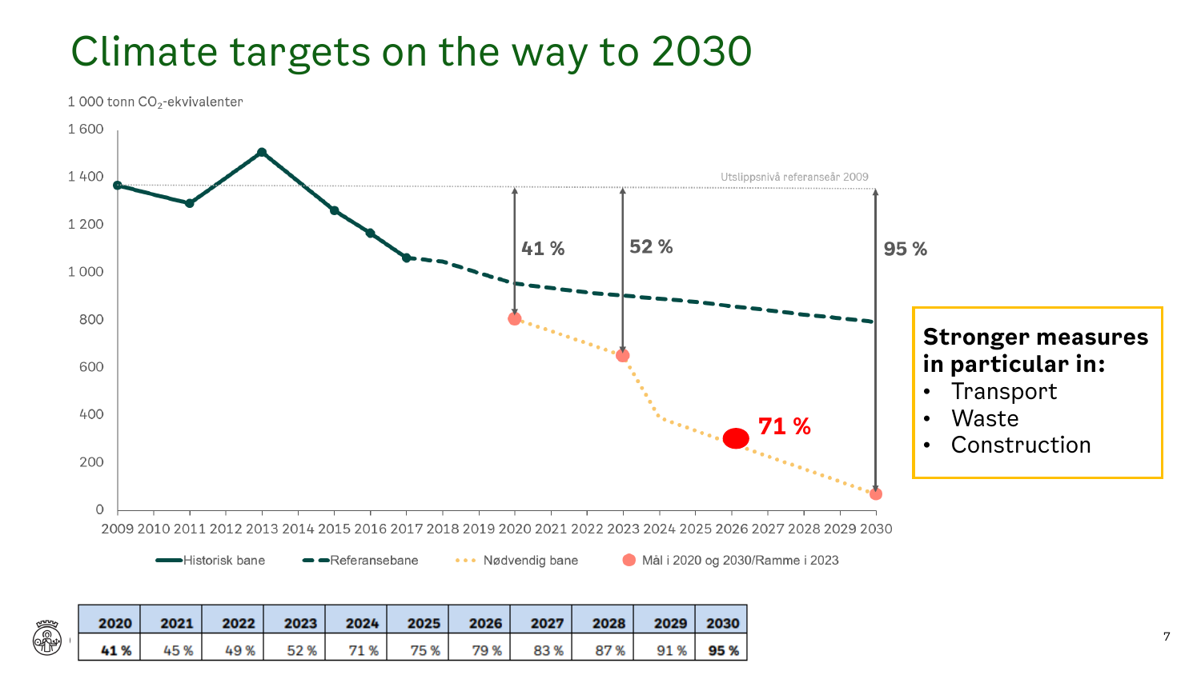# Climate targets on the way to 2030

1 000 tonn $CO_2$-ekvivalenter

1 600
1 400
1 200
1 000
800
600
400
200
0

2009 2010 2011 2012 2013 2014 2015 2016 2017 2018 2019 2020 2021 2022 2023 2024 2025 2026 2027 2028 2029 2030

Utslippsnivå referanseår 2009

41 %

52 %

95 %

71 %

Historisk bane — Referansebane — Nødvendig bane — Mål i 2020 og 2030/Ramme i 2023

**Stronger measures in particular in:**

- Transport
- Waste
- Construction

| 2020 | 2021 | 2022 | 2023 | 2024 | 2025 | 2026 | 2027 | 2028 | 2029 | 2030 |
|---|---|---|---|---|---|---|---|---|---|---|
| **41 %** | 45 % | 49 % | 52 % | 71 % | 75 % | 79 % | 83 % | 87 % | 91 % | **95 %** |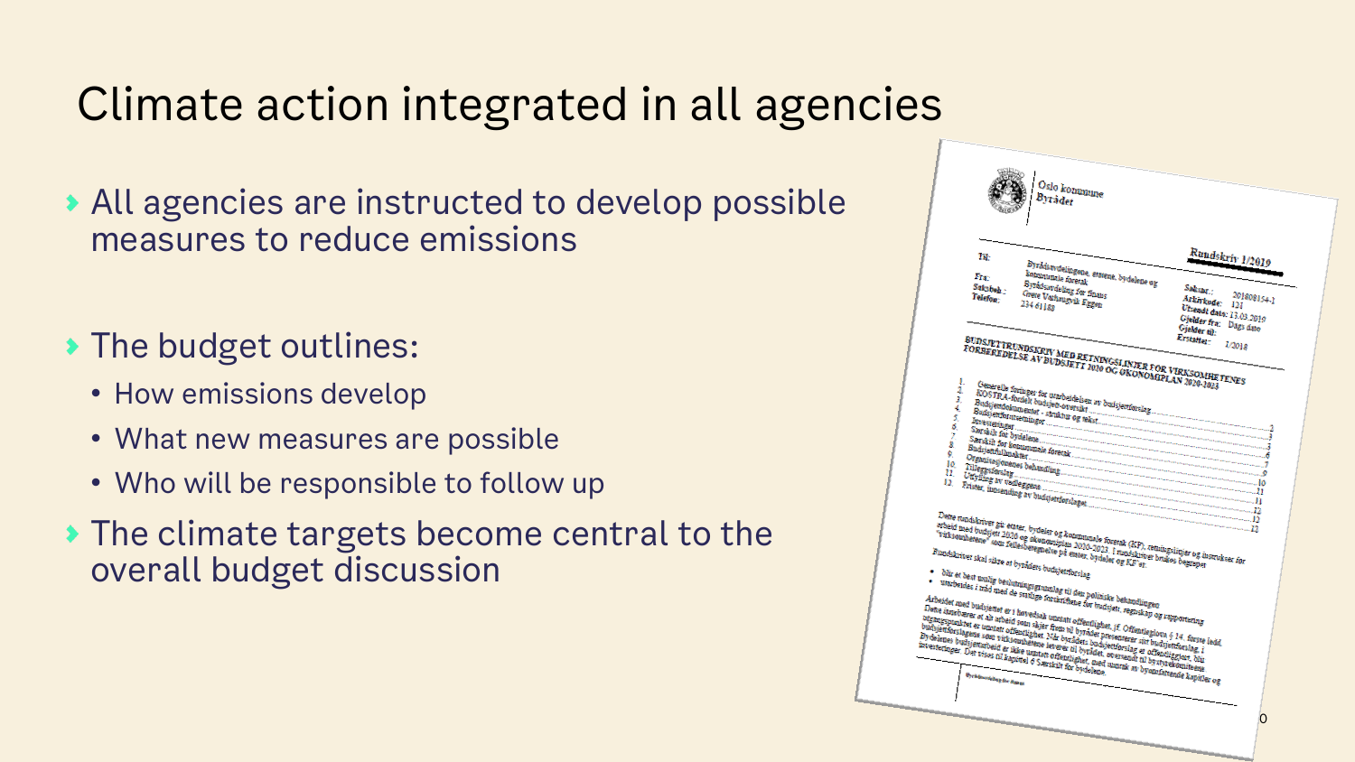# Climate action integrated in all agencies

- All agencies are instructed to develop possible measures to reduce emissions
- The budget outlines:
  - How emissions develop
  - What new measures are possible
  - Who will be responsible to follow up
- The climate targets become central to the overall budget discussion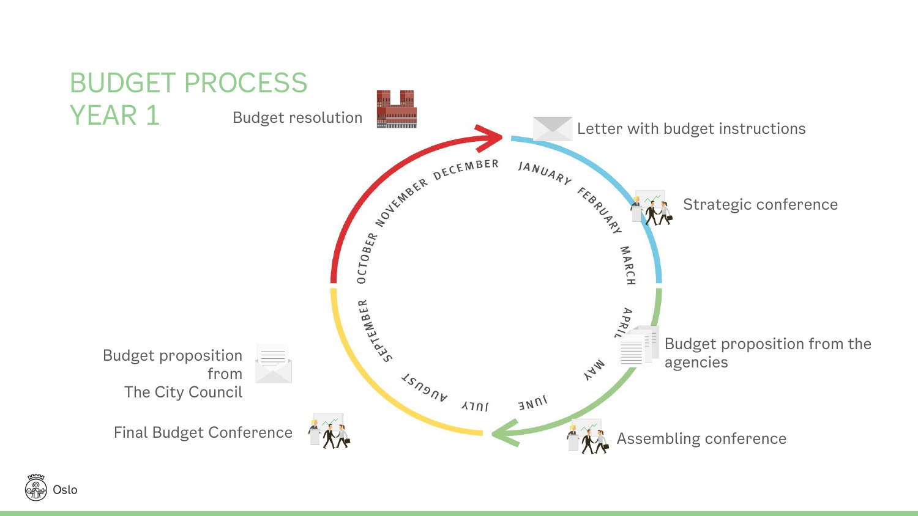# BUDGET PROCESS YEAR 1

- Letter with budget instructions
- Strategic conference
- Budget proposition from the agencies
- Assembling conference
- Final Budget Conference
- Budget proposition from The City Council
- Budget resolution

JANUARY FEBRUARY MARCH APRIL MAY JUNE JULY AUGUST SEPTEMBER OCTOBER NOVEMBER DECEMBER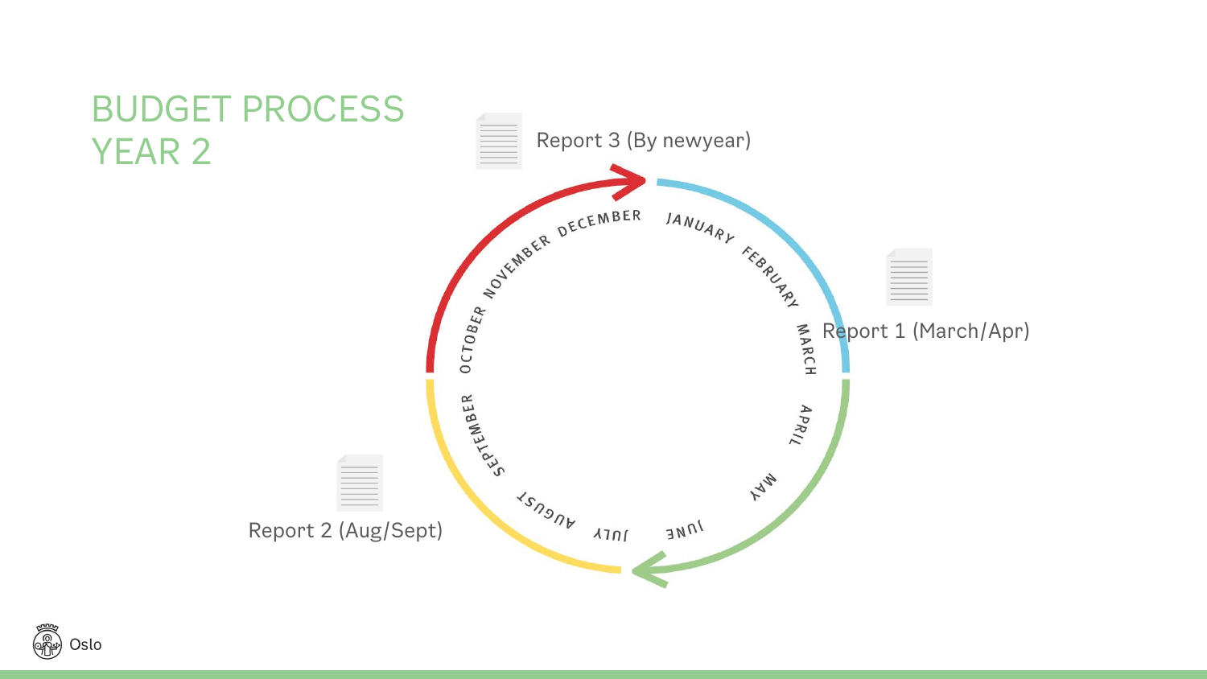# BUDGET PROCESS YEAR 2

Report 3 (By newyear)

JANUARY FEBRUARY MARCH

Report 1 (March/Apr)

APRIL MAY JUNE

JULY AUGUST SEPTEMBER

Report 2 (Aug/Sept)

OCTOBER NOVEMBER DECEMBER